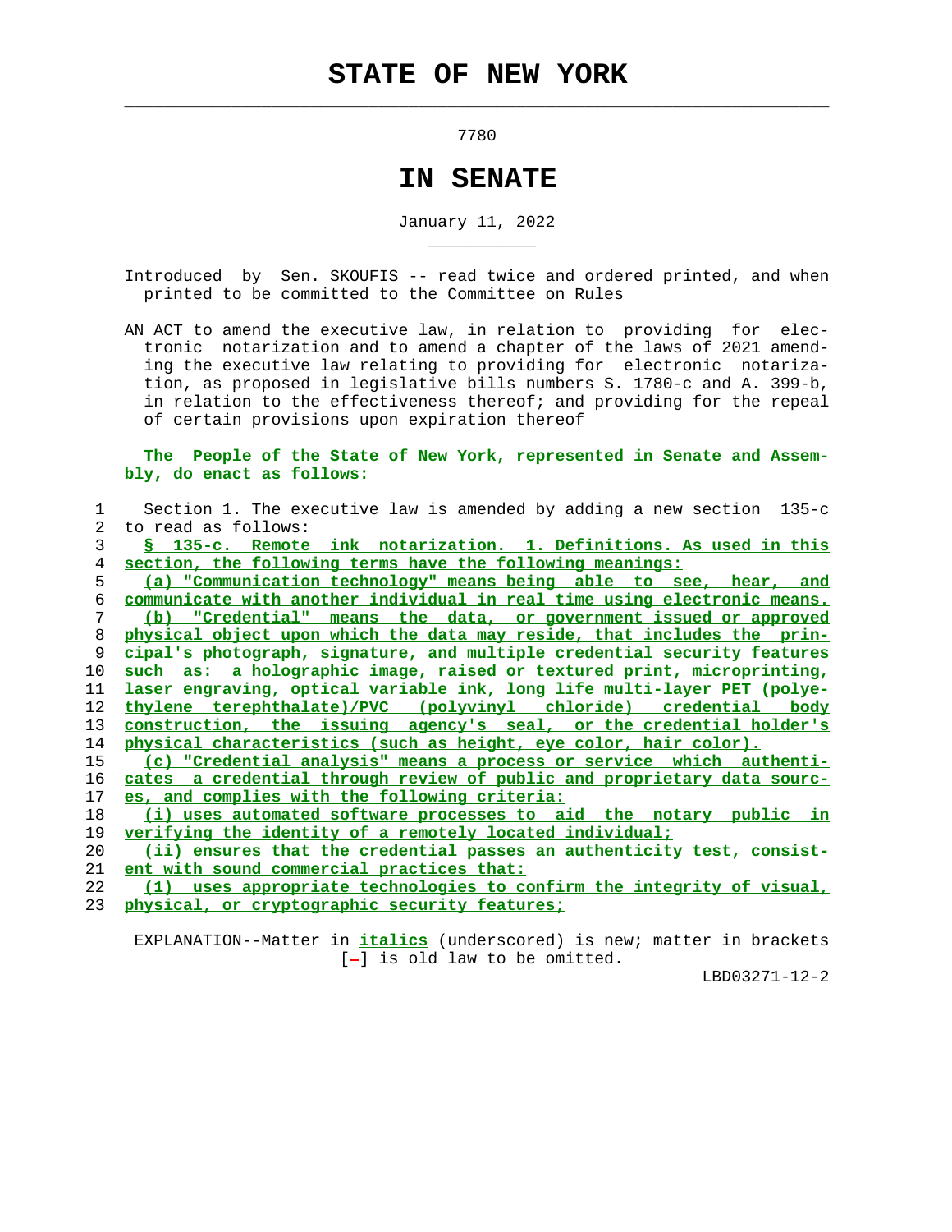# STATE OF NEW YORK

7780

## IN SENATE

January 11, 2022

Introduced by Sen. SKOUFIS -- read twice and ordered printed, and when printed to be committed to the Committee on Rules

AN ACT to amend the executive law, in relation to providing for electronic notarization and to amend a chapter of the laws of 2021 amending the executive law relating to providing for electronic notarization, as proposed in legislative bills numbers S. 1780-c and A. 399-b, in relation to the effectiveness thereof; and providing for the repeal of certain provisions upon expiration thereof

The People of the State of New York, represented in Senate and Assembly, do enact as follows:

1 Section 1. The executive law is amended by adding a new section 135-c
2 to read as follows:
3 § 135-c. Remote ink notarization. 1. Definitions. As used in this
4 section, the following terms have the following meanings:
5 (a) "Communication technology" means being able to see, hear, and
6 communicate with another individual in real time using electronic means.
7 (b) "Credential" means the data, or government issued or approved
8 physical object upon which the data may reside, that includes the prin-
9 cipal's photograph, signature, and multiple credential security features
10 such as: a holographic image, raised or textured print, microprinting,
11 laser engraving, optical variable ink, long life multi-layer PET (polye-
12 thylene terephthalate)/PVC (polyvinyl chloride) credential body
13 construction, the issuing agency's seal, or the credential holder's
14 physical characteristics (such as height, eye color, hair color).
15 (c) "Credential analysis" means a process or service which authenti-
16 cates a credential through review of public and proprietary data sourc-
17 es, and complies with the following criteria:
18 (i) uses automated software processes to aid the notary public in
19 verifying the identity of a remotely located individual;
20 (ii) ensures that the credential passes an authenticity test, consist-
21 ent with sound commercial practices that:
22 (1) uses appropriate technologies to confirm the integrity of visual,
23 physical, or cryptographic security features;

EXPLANATION--Matter in *italics* (underscored) is new; matter in brackets [-] is old law to be omitted.

LBD03271-12-2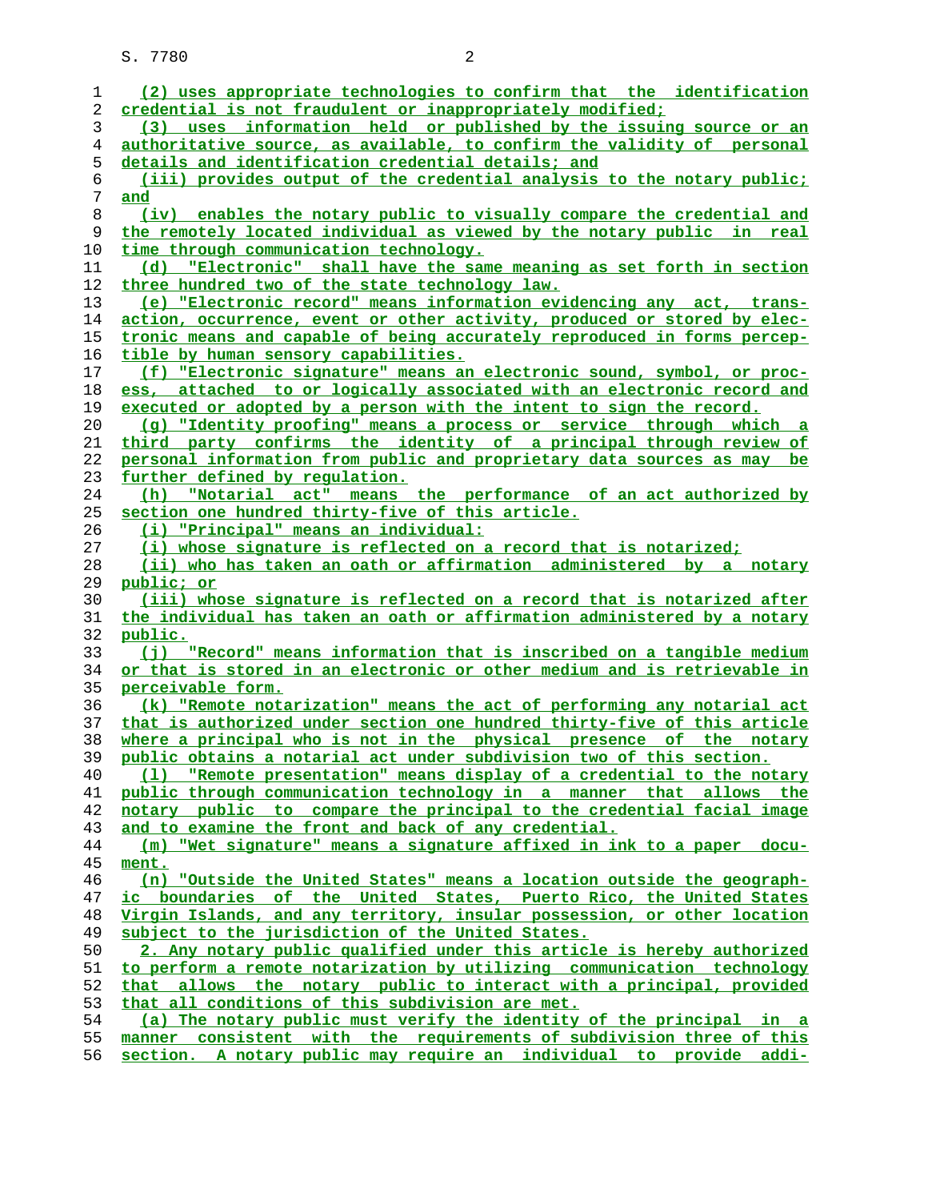(2) uses appropriate technologies to confirm that the identification credential is not fraudulent or inappropriately modified;

(3) uses information held or published by the issuing source or an authoritative source, as available, to confirm the validity of personal details and identification credential details; and

(iii) provides output of the credential analysis to the notary public; and

(iv) enables the notary public to visually compare the credential and the remotely located individual as viewed by the notary public in real time through communication technology.

(d) "Electronic" shall have the same meaning as set forth in section three hundred two of the state technology law.

(e) "Electronic record" means information evidencing any act, transaction, occurrence, event or other activity, produced or stored by electronic means and capable of being accurately reproduced in forms perceptible by human sensory capabilities.

(f) "Electronic signature" means an electronic sound, symbol, or process, attached to or logically associated with an electronic record and executed or adopted by a person with the intent to sign the record.

(g) "Identity proofing" means a process or service through which a third party confirms the identity of a principal through review of personal information from public and proprietary data sources as may be further defined by regulation.

(h) "Notarial act" means the performance of an act authorized by section one hundred thirty-five of this article.

(i) "Principal" means an individual:

(i) whose signature is reflected on a record that is notarized;

(ii) who has taken an oath or affirmation administered by a notary public; or

(iii) whose signature is reflected on a record that is notarized after the individual has taken an oath or affirmation administered by a notary public.

(j) "Record" means information that is inscribed on a tangible medium or that is stored in an electronic or other medium and is retrievable in perceivable form.

(k) "Remote notarization" means the act of performing any notarial act that is authorized under section one hundred thirty-five of this article where a principal who is not in the physical presence of the notary public obtains a notarial act under subdivision two of this section.

(l) "Remote presentation" means display of a credential to the notary public through communication technology in a manner that allows the notary public to compare the principal to the credential facial image and to examine the front and back of any credential.

(m) "Wet signature" means a signature affixed in ink to a paper document.

(n) "Outside the United States" means a location outside the geographic boundaries of the United States, Puerto Rico, the United States Virgin Islands, and any territory, insular possession, or other location subject to the jurisdiction of the United States.

2. Any notary public qualified under this article is hereby authorized to perform a remote notarization by utilizing communication technology that allows the notary public to interact with a principal, provided that all conditions of this subdivision are met.

(a) The notary public must verify the identity of the principal in a manner consistent with the requirements of subdivision three of this section. A notary public may require an individual to provide addi-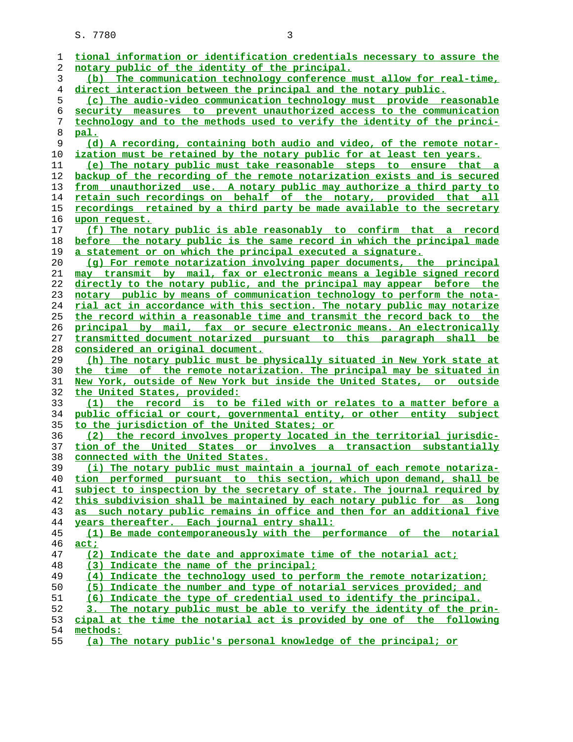tional information or identification credentials necessary to assure the notary public of the identity of the principal.

(b) The communication technology conference must allow for real-time, direct interaction between the principal and the notary public.

(c) The audio-video communication technology must provide reasonable security measures to prevent unauthorized access to the communication technology and to the methods used to verify the identity of the principal.

(d) A recording, containing both audio and video, of the remote notarization must be retained by the notary public for at least ten years.

(e) The notary public must take reasonable steps to ensure that a backup of the recording of the remote notarization exists and is secured from unauthorized use. A notary public may authorize a third party to retain such recordings on behalf of the notary, provided that all recordings retained by a third party be made available to the secretary upon request.

(f) The notary public is able reasonably to confirm that a record before the notary public is the same record in which the principal made a statement or on which the principal executed a signature.

(g) For remote notarization involving paper documents, the principal may transmit by mail, fax or electronic means a legible signed record directly to the notary public, and the principal may appear before the notary public by means of communication technology to perform the notarial act in accordance with this section. The notary public may notarize the record within a reasonable time and transmit the record back to the principal by mail, fax or secure electronic means. An electronically transmitted document notarized pursuant to this paragraph shall be considered an original document.

(h) The notary public must be physically situated in New York state at the time of the remote notarization. The principal may be situated in New York, outside of New York but inside the United States, or outside the United States, provided:

(1) the record is to be filed with or relates to a matter before a public official or court, governmental entity, or other entity subject to the jurisdiction of the United States; or

(2) the record involves property located in the territorial jurisdiction of the United States or involves a transaction substantially connected with the United States.

(i) The notary public must maintain a journal of each remote notarization performed pursuant to this section, which upon demand, shall be subject to inspection by the secretary of state. The journal required by this subdivision shall be maintained by each notary public for as long as such notary public remains in office and then for an additional five years thereafter. Each journal entry shall:

(1) Be made contemporaneously with the performance of the notarial act;

(2) Indicate the date and approximate time of the notarial act;

(3) Indicate the name of the principal;

(4) Indicate the technology used to perform the remote notarization;

(5) Indicate the number and type of notarial services provided; and

(6) Indicate the type of credential used to identify the principal.

3. The notary public must be able to verify the identity of the principal at the time the notarial act is provided by one of the following methods:

(a) The notary public's personal knowledge of the principal; or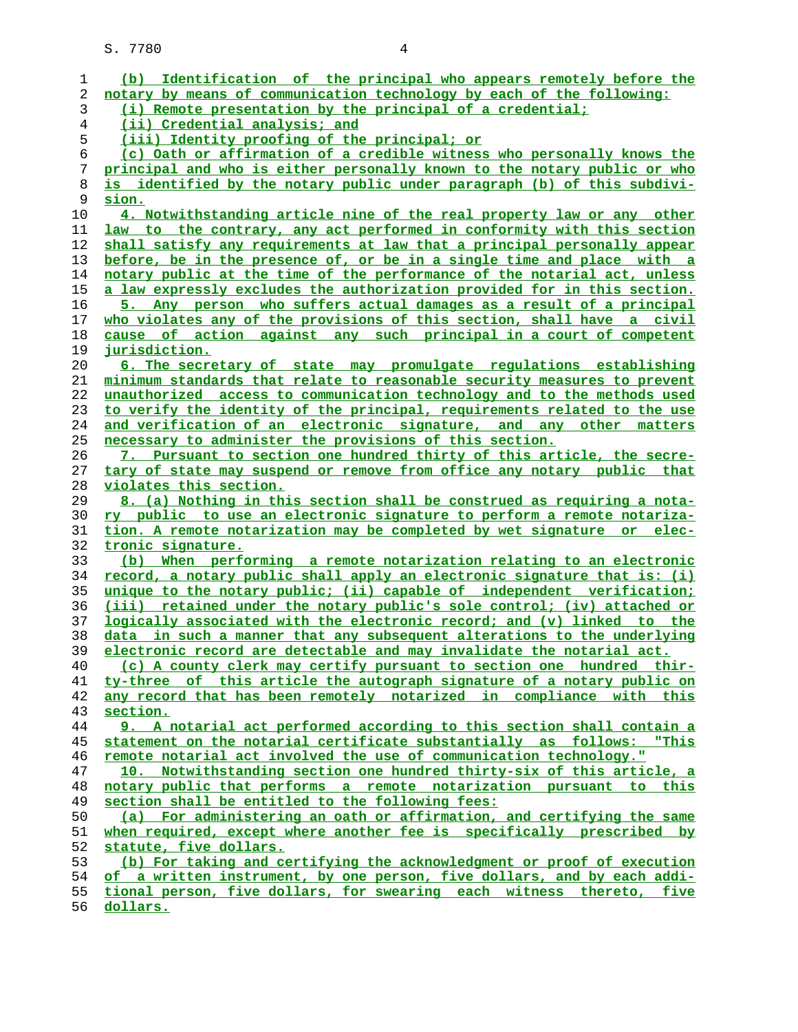(b) Identification of the principal who appears remotely before the notary by means of communication technology by each of the following:

(i) Remote presentation by the principal of a credential;

(ii) Credential analysis; and

(iii) Identity proofing of the principal; or

(c) Oath or affirmation of a credible witness who personally knows the principal and who is either personally known to the notary public or who is identified by the notary public under paragraph (b) of this subdivision.

4. Notwithstanding article nine of the real property law or any other law to the contrary, any act performed in conformity with this section shall satisfy any requirements at law that a principal personally appear before, be in the presence of, or be in a single time and place with a notary public at the time of the performance of the notarial act, unless a law expressly excludes the authorization provided for in this section.

5. Any person who suffers actual damages as a result of a principal who violates any of the provisions of this section, shall have a civil cause of action against any such principal in a court of competent jurisdiction.

6. The secretary of state may promulgate regulations establishing minimum standards that relate to reasonable security measures to prevent unauthorized access to communication technology and to the methods used to verify the identity of the principal, requirements related to the use and verification of an electronic signature, and any other matters necessary to administer the provisions of this section.

7. Pursuant to section one hundred thirty of this article, the secretary of state may suspend or remove from office any notary public that violates this section.

8. (a) Nothing in this section shall be construed as requiring a notary public to use an electronic signature to perform a remote notarization. A remote notarization may be completed by wet signature or electronic signature.

(b) When performing a remote notarization relating to an electronic record, a notary public shall apply an electronic signature that is: (i) unique to the notary public; (ii) capable of independent verification; (iii) retained under the notary public's sole control; (iv) attached or logically associated with the electronic record; and (v) linked to the data in such a manner that any subsequent alterations to the underlying electronic record are detectable and may invalidate the notarial act.

(c) A county clerk may certify pursuant to section one hundred thirty-three of this article the autograph signature of a notary public on any record that has been remotely notarized in compliance with this section.

9. A notarial act performed according to this section shall contain a statement on the notarial certificate substantially as follows: "This remote notarial act involved the use of communication technology."

10. Notwithstanding section one hundred thirty-six of this article, a notary public that performs a remote notarization pursuant to this section shall be entitled to the following fees:

(a) For administering an oath or affirmation, and certifying the same when required, except where another fee is specifically prescribed by statute, five dollars.

(b) For taking and certifying the acknowledgment or proof of execution of a written instrument, by one person, five dollars, and by each additional person, five dollars, for swearing each witness thereto, five dollars.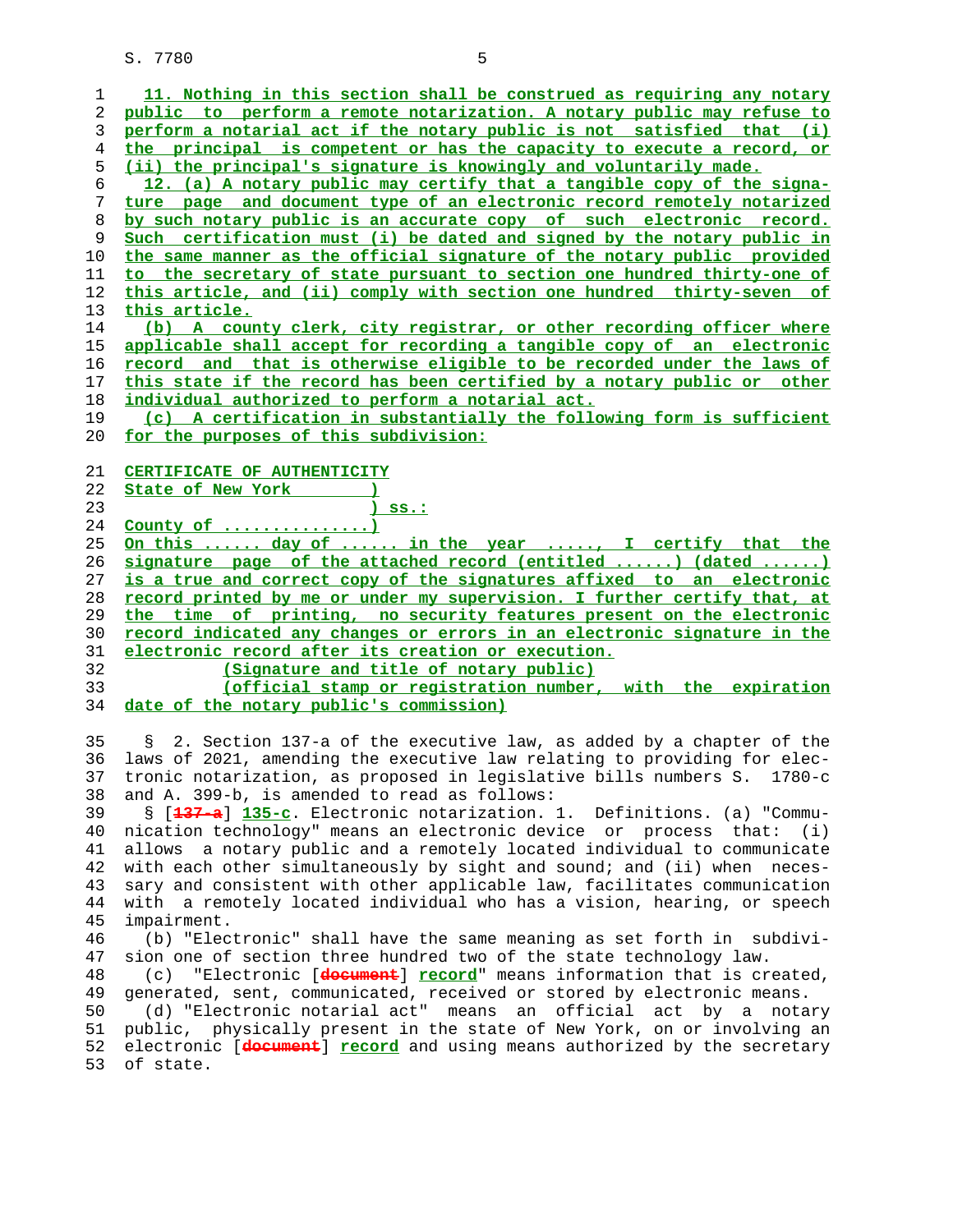11. Nothing in this section shall be construed as requiring any notary public to perform a remote notarization. A notary public may refuse to perform a notarial act if the notary public is not satisfied that (i) the principal is competent or has the capacity to execute a record, or (ii) the principal's signature is knowingly and voluntarily made.

12. (a) A notary public may certify that a tangible copy of the signature page and document type of an electronic record remotely notarized by such notary public is an accurate copy of such electronic record. Such certification must (i) be dated and signed by the notary public in the same manner as the official signature of the notary public provided to the secretary of state pursuant to section one hundred thirty-one of this article, and (ii) comply with section one hundred thirty-seven of this article.

(b) A county clerk, city registrar, or other recording officer where applicable shall accept for recording a tangible copy of an electronic record and that is otherwise eligible to be recorded under the laws of this state if the record has been certified by a notary public or other individual authorized to perform a notarial act.

(c) A certification in substantially the following form is sufficient for the purposes of this subdivision:

CERTIFICATE OF AUTHENTICITY
State of New York )
) ss.:
County of ..............)
On this ...... day of ...... in the year ....., I certify that the signature page of the attached record (entitled ......) (dated ......) is a true and correct copy of the signatures affixed to an electronic record printed by me or under my supervision. I further certify that, at the time of printing, no security features present on the electronic record indicated any changes or errors in an electronic signature in the electronic record after its creation or execution.
(Signature and title of notary public)
(official stamp or registration number, with the expiration date of the notary public's commission)

§ 2. Section 137-a of the executive law, as added by a chapter of the laws of 2021, amending the executive law relating to providing for electronic notarization, as proposed in legislative bills numbers S. 1780-c and A. 399-b, is amended to read as follows:

§ [~~137-a~~] 135-c. Electronic notarization. 1. Definitions. (a) "Communication technology" means an electronic device or process that: (i) allows a notary public and a remotely located individual to communicate with each other simultaneously by sight and sound; and (ii) when necessary and consistent with other applicable law, facilitates communication with a remotely located individual who has a vision, hearing, or speech impairment.

(b) "Electronic" shall have the same meaning as set forth in subdivision one of section three hundred two of the state technology law.

(c) "Electronic [~~document~~] record" means information that is created, generated, sent, communicated, received or stored by electronic means.

(d) "Electronic notarial act" means an official act by a notary public, physically present in the state of New York, on or involving an electronic [~~document~~] record and using means authorized by the secretary of state.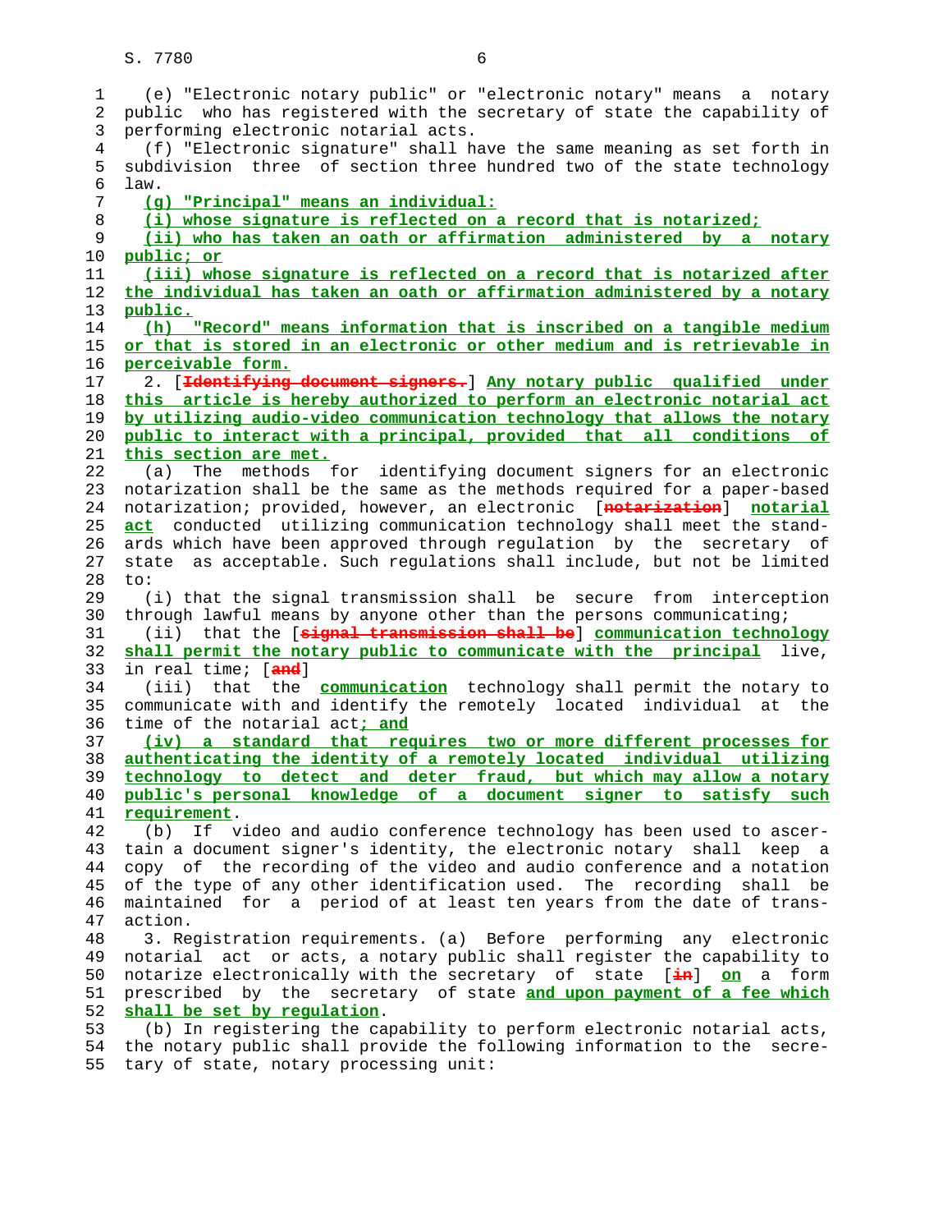(e) "Electronic notary public" or "electronic notary" means a notary public who has registered with the secretary of state the capability of performing electronic notarial acts.

(f) "Electronic signature" shall have the same meaning as set forth in subdivision three of section three hundred two of the state technology law.

(g) "Principal" means an individual:

(i) whose signature is reflected on a record that is notarized;

(ii) who has taken an oath or affirmation administered by a notary public; or

(iii) whose signature is reflected on a record that is notarized after the individual has taken an oath or affirmation administered by a notary public.

(h) "Record" means information that is inscribed on a tangible medium or that is stored in an electronic or other medium and is retrievable in perceivable form.

2. [Identifying document signers.] Any notary public qualified under this article is hereby authorized to perform an electronic notarial act by utilizing audio-video communication technology that allows the notary public to interact with a principal, provided that all conditions of this section are met.

(a) The methods for identifying document signers for an electronic notarization shall be the same as the methods required for a paper-based notarization; provided, however, an electronic [notarization] notarial act conducted utilizing communication technology shall meet the standards which have been approved through regulation by the secretary of state as acceptable. Such regulations shall include, but not be limited to:

(i) that the signal transmission shall be secure from interception through lawful means by anyone other than the persons communicating;

(ii) that the [signal transmission shall be] communication technology shall permit the notary public to communicate with the principal live, in real time; [and]

(iii) that the communication technology shall permit the notary to communicate with and identify the remotely located individual at the time of the notarial act; and

(iv) a standard that requires two or more different processes for authenticating the identity of a remotely located individual utilizing technology to detect and deter fraud, but which may allow a notary public's personal knowledge of a document signer to satisfy such requirement.

(b) If video and audio conference technology has been used to ascertain a document signer's identity, the electronic notary shall keep a copy of the recording of the video and audio conference and a notation of the type of any other identification used. The recording shall be maintained for a period of at least ten years from the date of transaction.

3. Registration requirements. (a) Before performing any electronic notarial act or acts, a notary public shall register the capability to notarize electronically with the secretary of state [in] on a form prescribed by the secretary of state and upon payment of a fee which shall be set by regulation.

(b) In registering the capability to perform electronic notarial acts, the notary public shall provide the following information to the secretary of state, notary processing unit: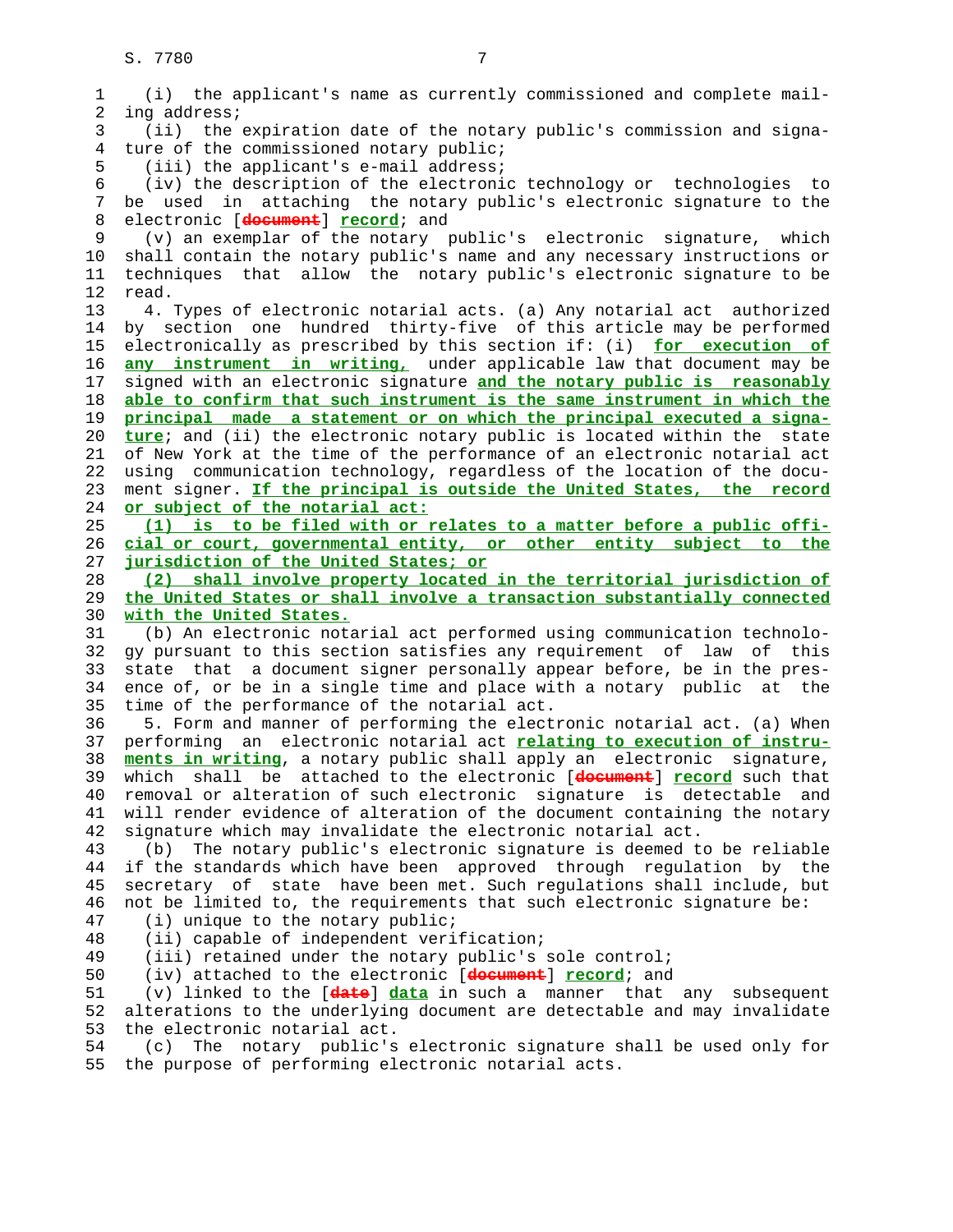(i) the applicant's name as currently commissioned and complete mailing address;

(ii) the expiration date of the notary public's commission and signature of the commissioned notary public;

(iii) the applicant's e-mail address;

(iv) the description of the electronic technology or technologies to be used in attaching the notary public's electronic signature to the electronic [~~document~~] **record**; and

(v) an exemplar of the notary public's electronic signature, which shall contain the notary public's name and any necessary instructions or techniques that allow the notary public's electronic signature to be read.

4. Types of electronic notarial acts. (a) Any notarial act authorized by section one hundred thirty-five of this article may be performed electronically as prescribed by this section if: (i) **for execution of any instrument in writing,** under applicable law that document may be signed with an electronic signature **and the notary public is reasonably able to confirm that such instrument is the same instrument in which the principal made a statement or on which the principal executed a signature**; and (ii) the electronic notary public is located within the state of New York at the time of the performance of an electronic notarial act using communication technology, regardless of the location of the document signer. **If the principal is outside the United States, the record or subject of the notarial act:**

**(1) is to be filed with or relates to a matter before a public official or court, governmental entity, or other entity subject to the jurisdiction of the United States; or**

**(2) shall involve property located in the territorial jurisdiction of the United States or shall involve a transaction substantially connected with the United States.**

(b) An electronic notarial act performed using communication technology pursuant to this section satisfies any requirement of law of this state that a document signer personally appear before, be in the presence of, or be in a single time and place with a notary public at the time of the performance of the notarial act.

5. Form and manner of performing the electronic notarial act. (a) When performing an electronic notarial act **relating to execution of instruments in writing**, a notary public shall apply an electronic signature, which shall be attached to the electronic [~~document~~] **record** such that removal or alteration of such electronic signature is detectable and will render evidence of alteration of the document containing the notary signature which may invalidate the electronic notarial act.

(b) The notary public's electronic signature is deemed to be reliable if the standards which have been approved through regulation by the secretary of state have been met. Such regulations shall include, but not be limited to, the requirements that such electronic signature be:

(i) unique to the notary public;

(ii) capable of independent verification;

(iii) retained under the notary public's sole control;

(iv) attached to the electronic [~~document~~] **record**; and

(v) linked to the [~~date~~] **data** in such a manner that any subsequent alterations to the underlying document are detectable and may invalidate the electronic notarial act.

(c) The notary public's electronic signature shall be used only for the purpose of performing electronic notarial acts.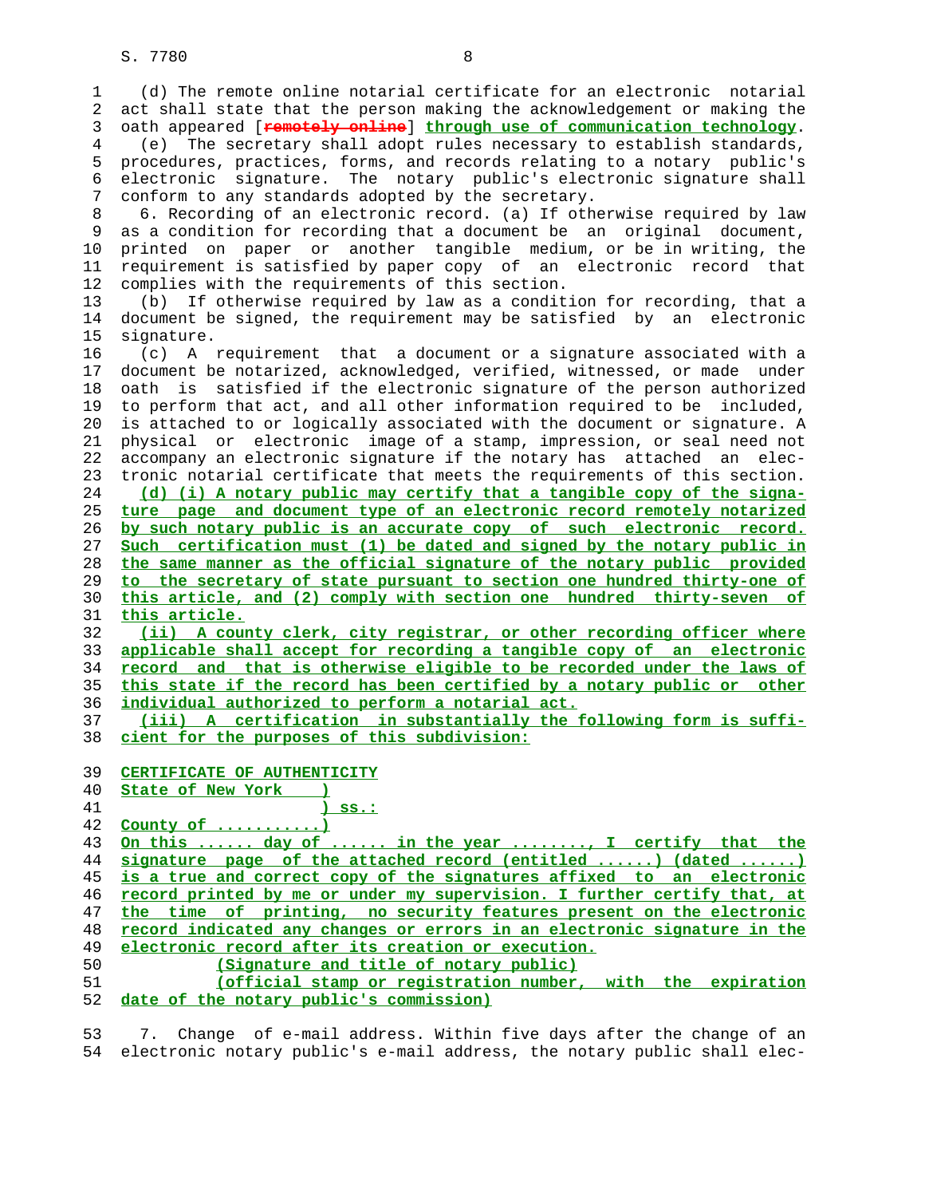(d) The remote online notarial certificate for an electronic notarial act shall state that the person making the acknowledgement or making the oath appeared [~~remotely online~~] **through use of communication technology**.

(e) The secretary shall adopt rules necessary to establish standards, procedures, practices, forms, and records relating to a notary public's electronic signature. The notary public's electronic signature shall conform to any standards adopted by the secretary.

6. Recording of an electronic record. (a) If otherwise required by law as a condition for recording that a document be an original document, printed on paper or another tangible medium, or be in writing, the requirement is satisfied by paper copy of an electronic record that complies with the requirements of this section.

(b) If otherwise required by law as a condition for recording, that a document be signed, the requirement may be satisfied by an electronic signature.

(c) A requirement that a document or a signature associated with a document be notarized, acknowledged, verified, witnessed, or made under oath is satisfied if the electronic signature of the person authorized to perform that act, and all other information required to be included, is attached to or logically associated with the document or signature. A physical or electronic image of a stamp, impression, or seal need not accompany an electronic signature if the notary has attached an electronic notarial certificate that meets the requirements of this section.

**(d) (i) A notary public may certify that a tangible copy of the signature page and document type of an electronic record remotely notarized by such notary public is an accurate copy of such electronic record. Such certification must (1) be dated and signed by the notary public in the same manner as the official signature of the notary public provided to the secretary of state pursuant to section one hundred thirty-one of this article, and (2) comply with section one hundred thirty-seven of this article.**

**(ii) A county clerk, city registrar, or other recording officer where applicable shall accept for recording a tangible copy of an electronic record and that is otherwise eligible to be recorded under the laws of this state if the record has been certified by a notary public or other individual authorized to perform a notarial act.**

**(iii) A certification in substantially the following form is sufficient for the purposes of this subdivision:**

**CERTIFICATE OF AUTHENTICITY**

**State of New York )**
**) ss.:**
**County of ..........)**

**On this ...... day of ...... in the year ........, I certify that the signature page of the attached record (entitled ......) (dated ......) is a true and correct copy of the signatures affixed to an electronic record printed by me or under my supervision. I further certify that, at the time of printing, no security features present on the electronic record indicated any changes or errors in an electronic signature in the electronic record after its creation or execution.**

**(Signature and title of notary public)**

**(official stamp or registration number, with the expiration date of the notary public's commission)**

7. Change of e-mail address. Within five days after the change of an electronic notary public's e-mail address, the notary public shall elec-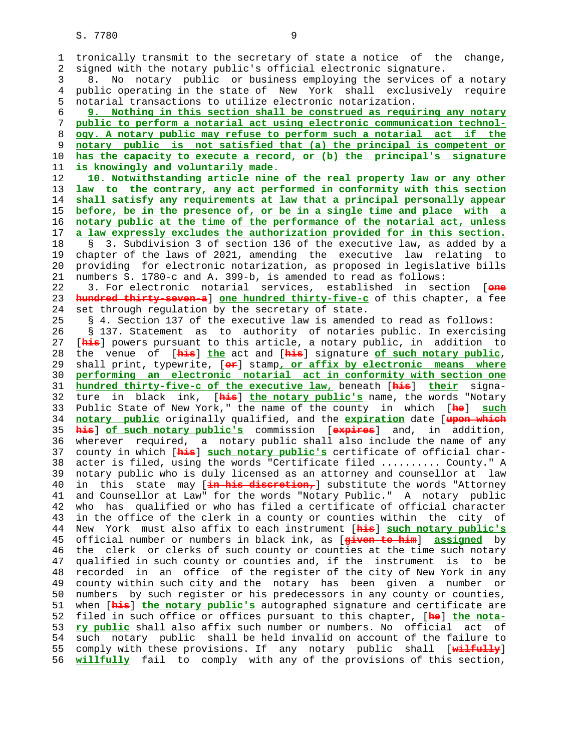tronically transmit to the secretary of state a notice of the change, signed with the notary public's official electronic signature.

8. No notary public or business employing the services of a notary public operating in the state of New York shall exclusively require notarial transactions to utilize electronic notarization.

**9. Nothing in this section shall be construed as requiring any notary public to perform a notarial act using electronic communication technology. A notary public may refuse to perform such a notarial act if the notary public is not satisfied that (a) the principal is competent or has the capacity to execute a record, or (b) the principal's signature is knowingly and voluntarily made.**

**10. Notwithstanding article nine of the real property law or any other law to the contrary, any act performed in conformity with this section shall satisfy any requirements at law that a principal personally appear before, be in the presence of, or be in a single time and place with a notary public at the time of the performance of the notarial act, unless a law expressly excludes the authorization provided for in this section.**

§ 3. Subdivision 3 of section 136 of the executive law, as added by a chapter of the laws of 2021, amending the executive law relating to providing for electronic notarization, as proposed in legislative bills numbers S. 1780-c and A. 399-b, is amended to read as follows:

3. For electronic notarial services, established in section [~~one hundred thirty-seven-a~~] **one hundred thirty-five-c** of this chapter, a fee set through regulation by the secretary of state.

§ 4. Section 137 of the executive law is amended to read as follows:

§ 137. Statement as to authority of notaries public. In exercising [~~his~~] powers pursuant to this article, a notary public, in addition to the venue of [~~his~~] **the** act and [~~his~~] signature **of such notary public**, shall print, typewrite, [~~or~~] stamp**, or affix by electronic means where performing an electronic notarial act in conformity with section one hundred thirty-five-c of the executive law,** beneath [~~his~~] **their** signature in black ink, [~~his~~] **the notary public's** name, the words "Notary Public State of New York," the name of the county in which [~~he~~] **such notary public** originally qualified, and the **expiration** date [~~upon which his~~] **of such notary public's** commission [~~expires~~] and, in addition, wherever required, a notary public shall also include the name of any county in which [~~his~~] **such notary public's** certificate of official character is filed, using the words "Certificate filed .......... County." A notary public who is duly licensed as an attorney and counsellor at law in this state may [~~in his discretion,~~] substitute the words "Attorney and Counsellor at Law" for the words "Notary Public." A notary public who has qualified or who has filed a certificate of official character in the office of the clerk in a county or counties within the city of New York must also affix to each instrument [~~his~~] **such notary public's** official number or numbers in black ink, as [~~given to him~~] **assigned** by the clerk or clerks of such county or counties at the time such notary qualified in such county or counties and, if the instrument is to be recorded in an office of the register of the city of New York in any county within such city and the notary has been given a number or numbers by such register or his predecessors in any county or counties, when [~~his~~] **the notary public's** autographed signature and certificate are filed in such office or offices pursuant to this chapter, [~~he~~] **the notary public** shall also affix such number or numbers. No official act of such notary public shall be held invalid on account of the failure to comply with these provisions. If any notary public shall [~~wilfully~~] **willfully** fail to comply with any of the provisions of this section,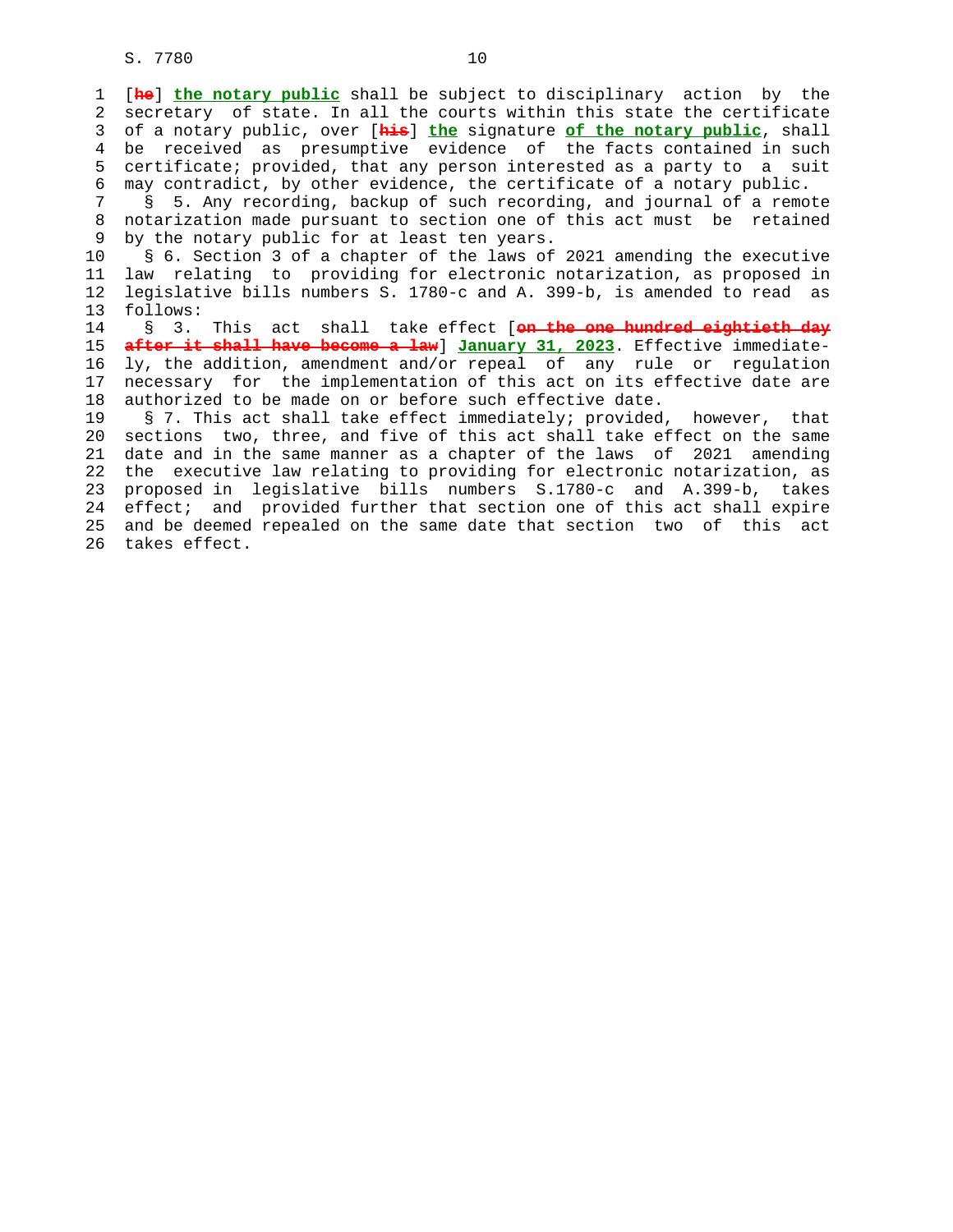[~~he~~] **the notary public** shall be subject to disciplinary action by the secretary of state. In all the courts within this state the certificate of a notary public, over [~~his~~] **the** signature **of the notary public**, shall be received as presumptive evidence of the facts contained in such certificate; provided, that any person interested as a party to a suit may contradict, by other evidence, the certificate of a notary public.

§ 5. Any recording, backup of such recording, and journal of a remote notarization made pursuant to section one of this act must be retained by the notary public for at least ten years.

§ 6. Section 3 of a chapter of the laws of 2021 amending the executive law relating to providing for electronic notarization, as proposed in legislative bills numbers S. 1780-c and A. 399-b, is amended to read as follows:

§ 3. This act shall take effect [~~on the one hundred eightieth day after it shall have become a law~~] **January 31, 2023**. Effective immediately, the addition, amendment and/or repeal of any rule or regulation necessary for the implementation of this act on its effective date are authorized to be made on or before such effective date.

§ 7. This act shall take effect immediately; provided, however, that sections two, three, and five of this act shall take effect on the same date and in the same manner as a chapter of the laws of 2021 amending the executive law relating to providing for electronic notarization, as proposed in legislative bills numbers S.1780-c and A.399-b, takes effect; and provided further that section one of this act shall expire and be deemed repealed on the same date that section two of this act takes effect.